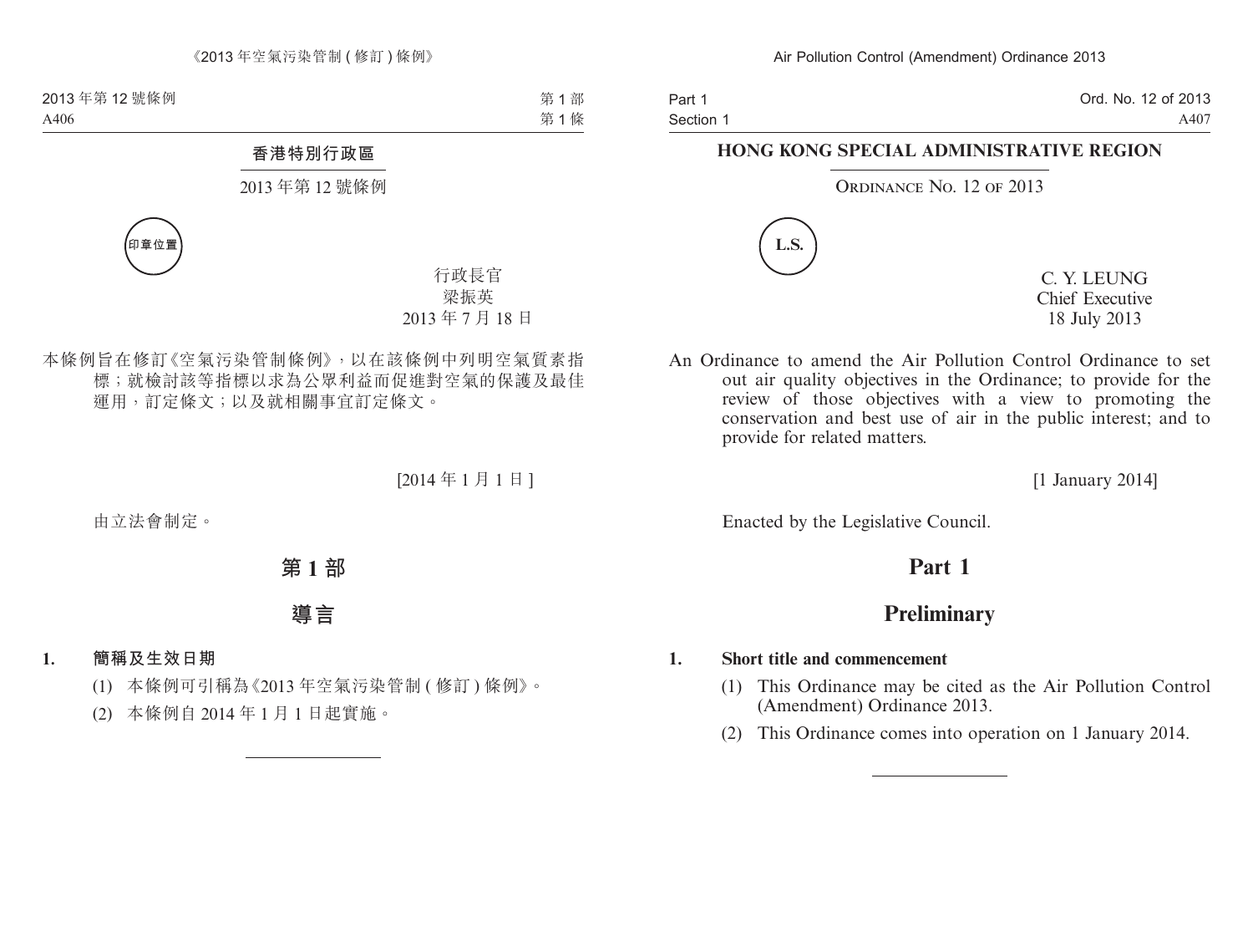# 香港特別行政區

## 2013 年第 12 號條例

印章位置

行政長官
梁振英
2013 年 7 月 18 日

本條例旨在修訂《空氣污染管制條例》，以在該條例中列明空氣質素指標；就檢討該等指標以求為公眾利益而促進對空氣的保護及最佳運用，訂定條文；以及就相關事宜訂定條文。

[2014 年 1 月 1 日]

由立法會制定。

# 第 1 部

# 導言

**1. 簡稱及生效日期**

(1) 本條例可引稱為《2013 年空氣污染管制 (修訂) 條例》。

(2) 本條例自 2014 年 1 月 1 日起實施。

---

# HONG KONG SPECIAL ADMINISTRATIVE REGION

## Ordinance No. 12 of 2013

L.S.

C. Y. LEUNG
Chief Executive
18 July 2013

An Ordinance to amend the Air Pollution Control Ordinance to set out air quality objectives in the Ordinance; to provide for the review of those objectives with a view to promoting the conservation and best use of air in the public interest; and to provide for related matters.

[1 January 2014]

Enacted by the Legislative Council.

# Part 1

# Preliminary

**1. Short title and commencement**

(1) This Ordinance may be cited as the Air Pollution Control (Amendment) Ordinance 2013.

(2) This Ordinance comes into operation on 1 January 2014.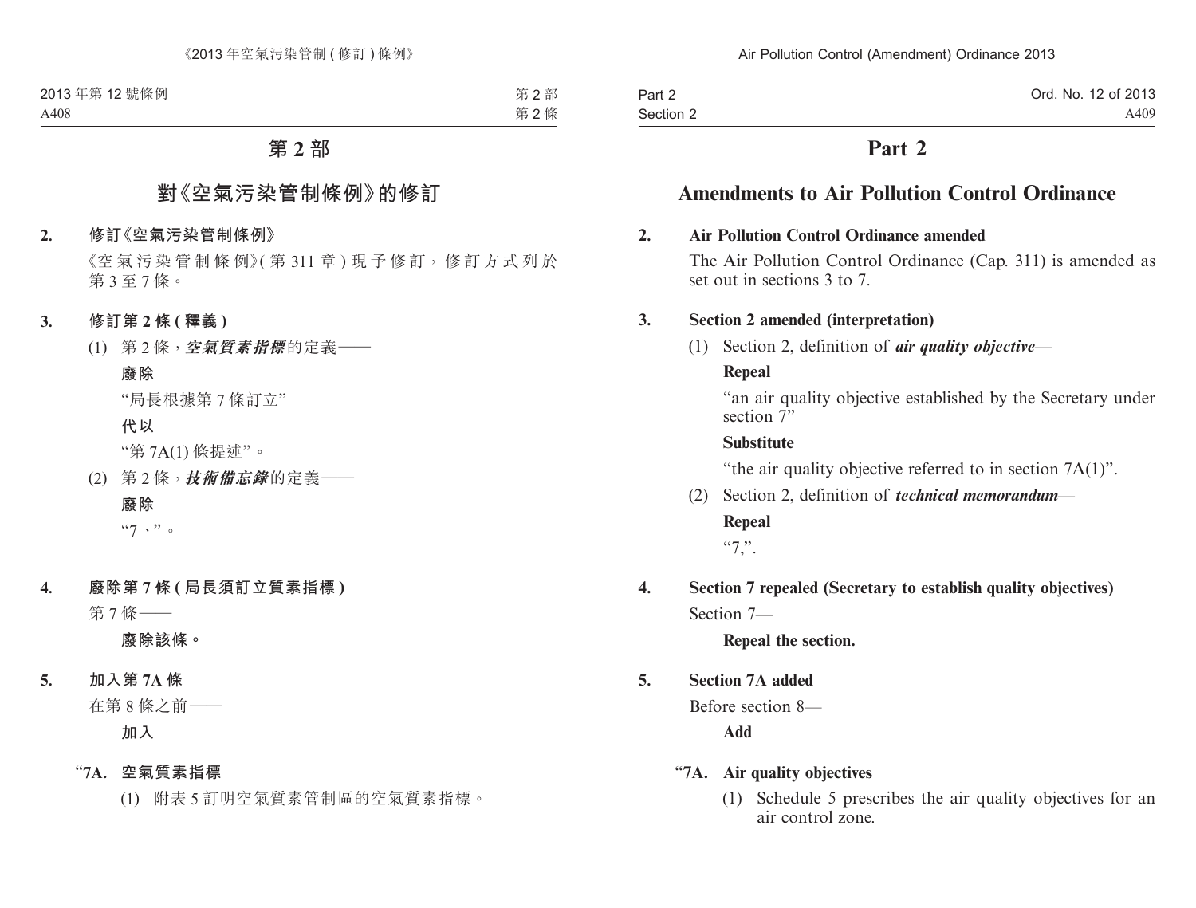# 第 2 部

## 對《空氣污染管制條例》的修訂

**2. 修訂《空氣污染管制條例》**

《空氣污染管制條例》(第 311 章) 現予修訂，修訂方式列於第 3 至 7 條。

**3. 修訂第 2 條 (釋義)**

(1) 第 2 條，***空氣質素指標***的定義——

**廢除**

"局長根據第 7 條訂立"

**代以**

"第 7A(1) 條提述"。

(2) 第 2 條，***技術備忘錄***的定義——

**廢除**

"7、"。

**4. 廢除第 7 條 (局長須訂立質素指標)**

第 7 條——

**廢除該條。**

**5. 加入第 7A 條**

在第 8 條之前——

**加入**

"**7A. 空氣質素指標**

(1) 附表 5 訂明空氣質素管制區的空氣質素指標。

# Part 2

## Amendments to Air Pollution Control Ordinance

**2. Air Pollution Control Ordinance amended**

The Air Pollution Control Ordinance (Cap. 311) is amended as set out in sections 3 to 7.

**3. Section 2 amended (interpretation)**

(1) Section 2, definition of ***air quality objective***—

**Repeal**

"an air quality objective established by the Secretary under section 7"

**Substitute**

"the air quality objective referred to in section 7A(1)".

(2) Section 2, definition of ***technical memorandum***—

**Repeal**

"7,".

**4. Section 7 repealed (Secretary to establish quality objectives)**

Section 7—

**Repeal the section.**

**5. Section 7A added**

Before section 8—

**Add**

"**7A. Air quality objectives**

(1) Schedule 5 prescribes the air quality objectives for an air control zone.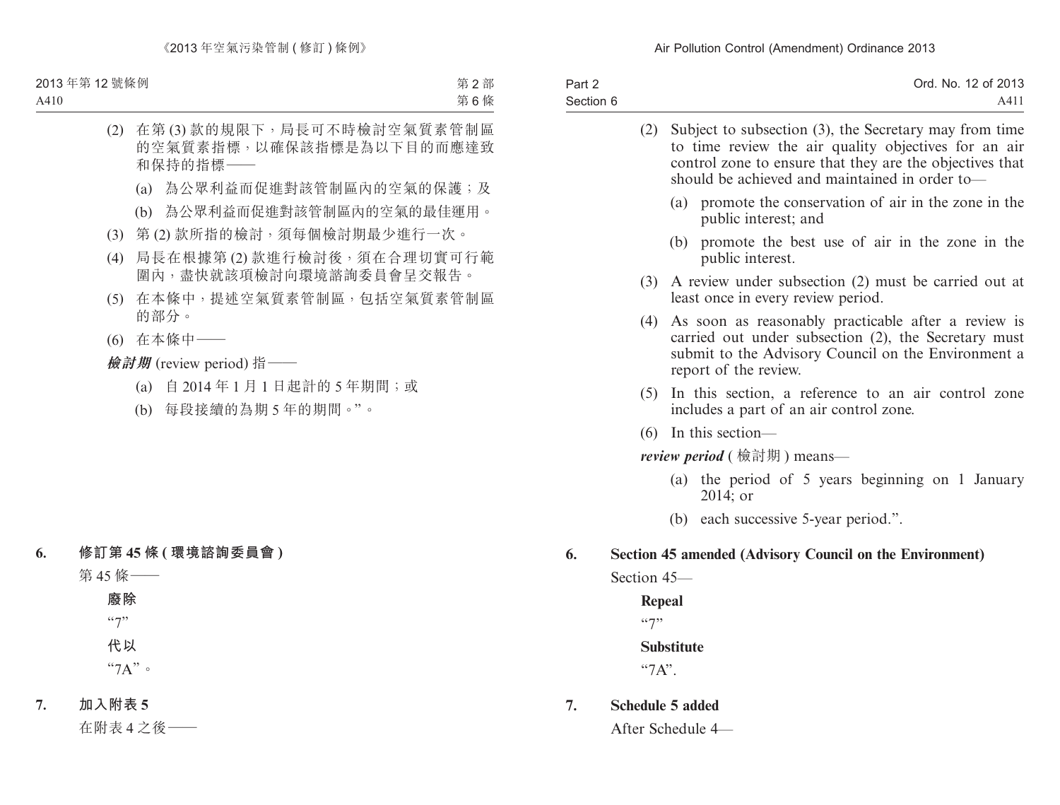(2) 在第 (3) 款的規限下，局長可不時檢討空氣質素管制區的空氣質素指標，以確保該指標是為以下目的而應達致和保持的指標——

(a) 為公眾利益而促進對該管制區內的空氣的保護；及

(b) 為公眾利益而促進對該管制區內的空氣的最佳運用。

(3) 第 (2) 款所指的檢討，須每個檢討期最少進行一次。

(4) 局長在根據第 (2) 款進行檢討後，須在合理切實可行範圍內，盡快就該項檢討向環境諮詢委員會呈交報告。

(5) 在本條中，提述空氣質素管制區，包括空氣質素管制區的部分。

(6) 在本條中——

***檢討期*** (review period) 指——

(a) 自 2014 年 1 月 1 日起計的 5 年期間；或

(b) 每段接續的為期 5 年的期間。”。

**6. 修訂第 45 條 (環境諮詢委員會)**

第 45 條——

**廢除**

“7”

**代以**

“7A”。

**7. 加入附表 5**

在附表 4 之後——

(2) Subject to subsection (3), the Secretary may from time to time review the air quality objectives for an air control zone to ensure that they are the objectives that should be achieved and maintained in order to—

(a) promote the conservation of air in the zone in the public interest; and

(b) promote the best use of air in the zone in the public interest.

(3) A review under subsection (2) must be carried out at least once in every review period.

(4) As soon as reasonably practicable after a review is carried out under subsection (2), the Secretary must submit to the Advisory Council on the Environment a report of the review.

(5) In this section, a reference to an air control zone includes a part of an air control zone.

(6) In this section—

***review period*** (檢討期) means—

(a) the period of 5 years beginning on 1 January 2014; or

(b) each successive 5-year period.”.

**6. Section 45 amended (Advisory Council on the Environment)**

Section 45—

**Repeal**

“7”

**Substitute**

“7A”.

**7. Schedule 5 added**

After Schedule 4—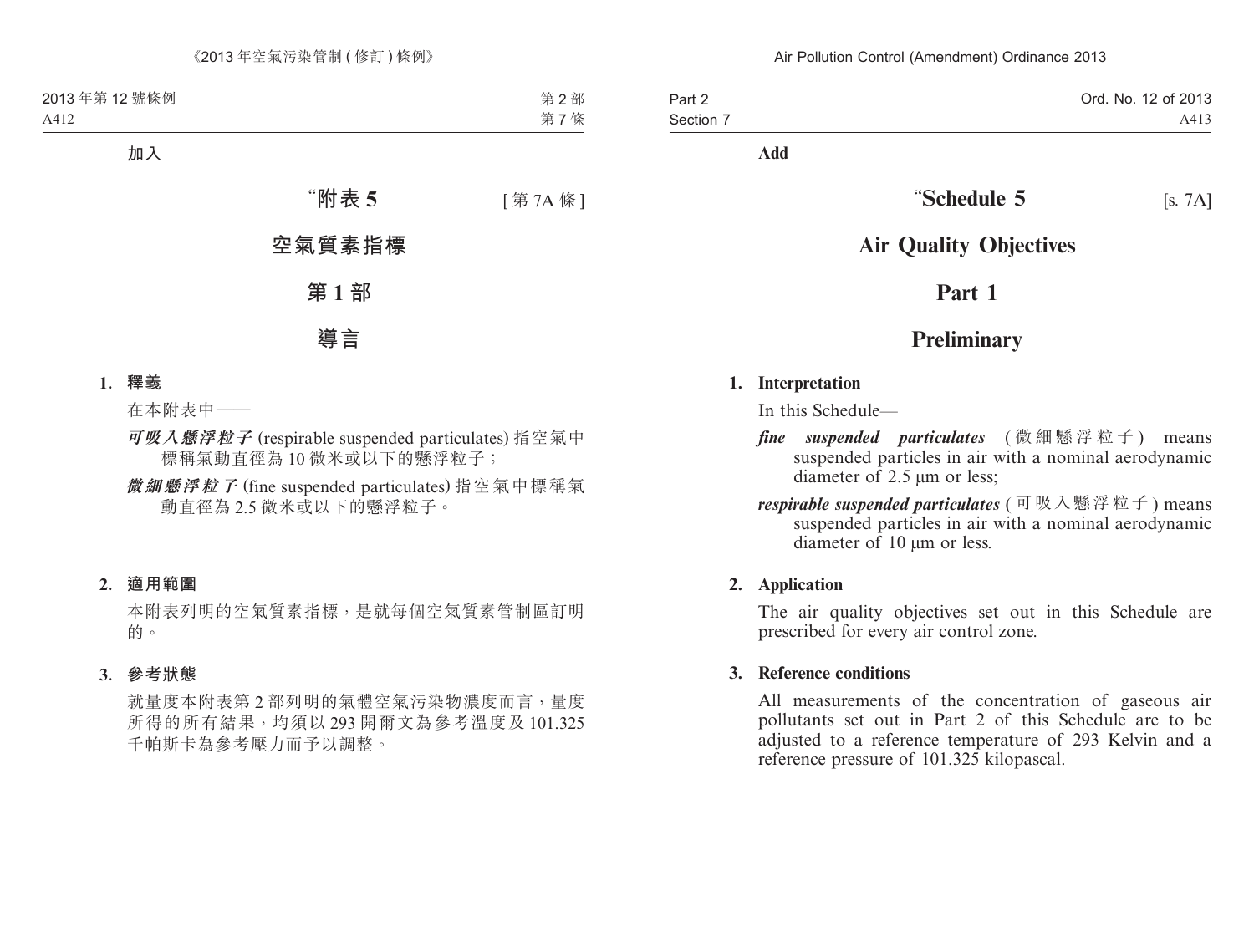加入

# “附表 5 [第 7A 條]

# 空氣質素指標

## 第 1 部

## 導言

### 1. 釋義

在本附表中——

***可吸入懸浮粒子*** (respirable suspended particulates) 指空氣中標稱氣動直徑為 10 微米或以下的懸浮粒子；

***微細懸浮粒子*** (fine suspended particulates) 指空氣中標稱氣動直徑為 2.5 微米或以下的懸浮粒子。

### 2. 適用範圍

本附表列明的空氣質素指標，是就每個空氣質素管制區訂明的。

### 3. 參考狀態

就量度本附表第 2 部列明的氣體空氣污染物濃度而言，量度所得的所有結果，均須以 293 開爾文為參考溫度及 101.325 千帕斯卡為參考壓力而予以調整。

**Add**

# “Schedule 5 [s. 7A]

# Air Quality Objectives

## Part 1

## Preliminary

### 1. Interpretation

In this Schedule—

***fine suspended particulates*** (微細懸浮粒子) means suspended particles in air with a nominal aerodynamic diameter of 2.5 μm or less;

***respirable suspended particulates*** (可吸入懸浮粒子) means suspended particles in air with a nominal aerodynamic diameter of 10 μm or less.

### 2. Application

The air quality objectives set out in this Schedule are prescribed for every air control zone.

### 3. Reference conditions

All measurements of the concentration of gaseous air pollutants set out in Part 2 of this Schedule are to be adjusted to a reference temperature of 293 Kelvin and a reference pressure of 101.325 kilopascal.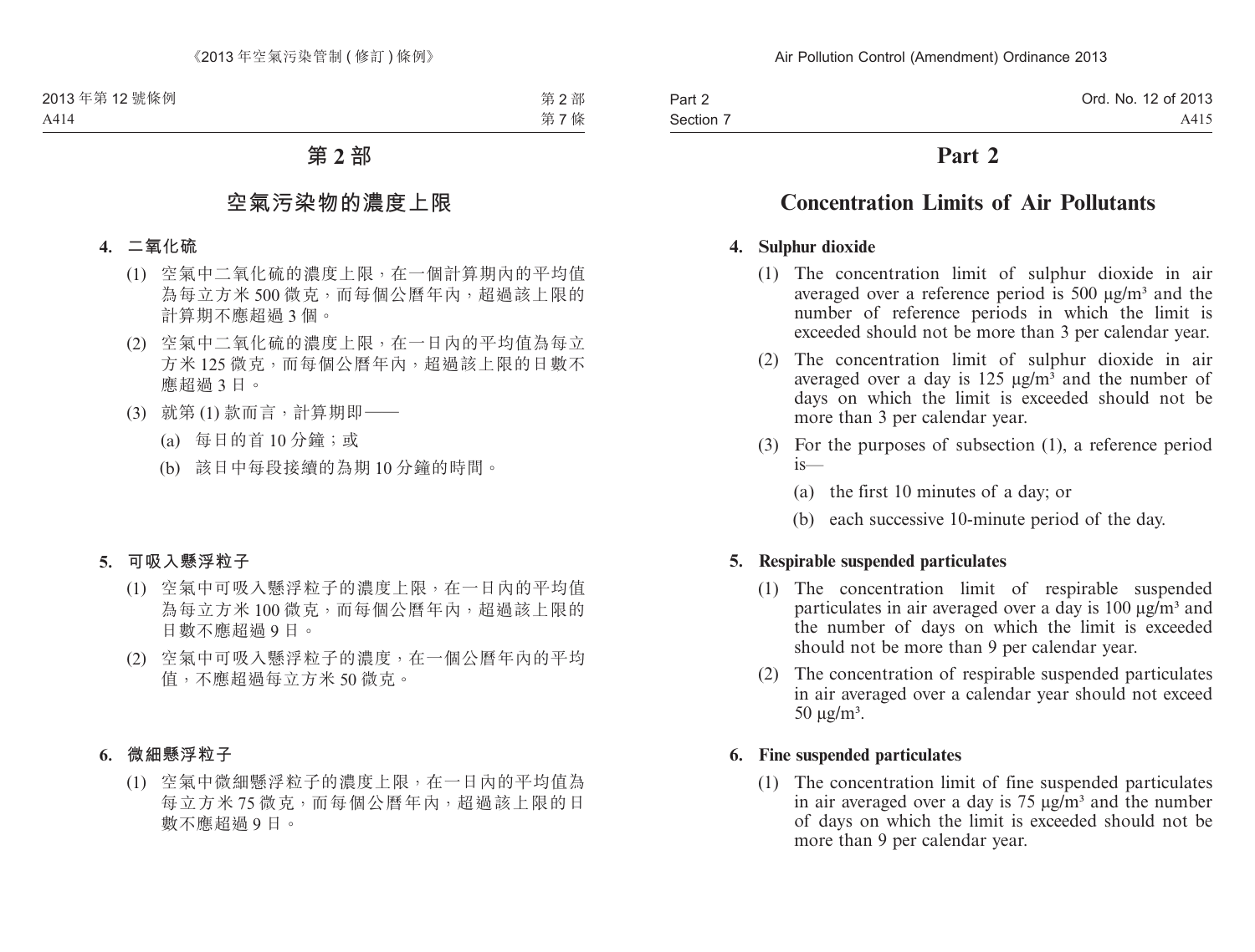# 第 2 部

## 空氣污染物的濃度上限

**4. 二氧化硫**

(1) 空氣中二氧化硫的濃度上限，在一個計算期內的平均值為每立方米 500 微克，而每個公曆年內，超過該上限的計算期不應超過 3 個。

(2) 空氣中二氧化硫的濃度上限，在一日內的平均值為每立方米 125 微克，而每個公曆年內，超過該上限的日數不應超過 3 日。

(3) 就第 (1) 款而言，計算期即——

(a) 每日的首 10 分鐘；或

(b) 該日中每段接續的為期 10 分鐘的時間。

**5. 可吸入懸浮粒子**

(1) 空氣中可吸入懸浮粒子的濃度上限，在一日內的平均值為每立方米 100 微克，而每個公曆年內，超過該上限的日數不應超過 9 日。

(2) 空氣中可吸入懸浮粒子的濃度，在一個公曆年內的平均值，不應超過每立方米 50 微克。

**6. 微細懸浮粒子**

(1) 空氣中微細懸浮粒子的濃度上限，在一日內的平均值為每立方米 75 微克，而每個公曆年內，超過該上限的日數不應超過 9 日。

# Part 2

## Concentration Limits of Air Pollutants

**4. Sulphur dioxide**

(1) The concentration limit of sulphur dioxide in air averaged over a reference period is 500 $\mu g/m^3$ and the number of reference periods in which the limit is exceeded should not be more than 3 per calendar year.

(2) The concentration limit of sulphur dioxide in air averaged over a day is 125 $\mu g/m^3$ and the number of days on which the limit is exceeded should not be more than 3 per calendar year.

(3) For the purposes of subsection (1), a reference period is—

(a) the first 10 minutes of a day; or

(b) each successive 10-minute period of the day.

**5. Respirable suspended particulates**

(1) The concentration limit of respirable suspended particulates in air averaged over a day is 100 $\mu g/m^3$ and the number of days on which the limit is exceeded should not be more than 9 per calendar year.

(2) The concentration of respirable suspended particulates in air averaged over a calendar year should not exceed 50 $\mu g/m^3$.

**6. Fine suspended particulates**

(1) The concentration limit of fine suspended particulates in air averaged over a day is 75 $\mu g/m^3$ and the number of days on which the limit is exceeded should not be more than 9 per calendar year.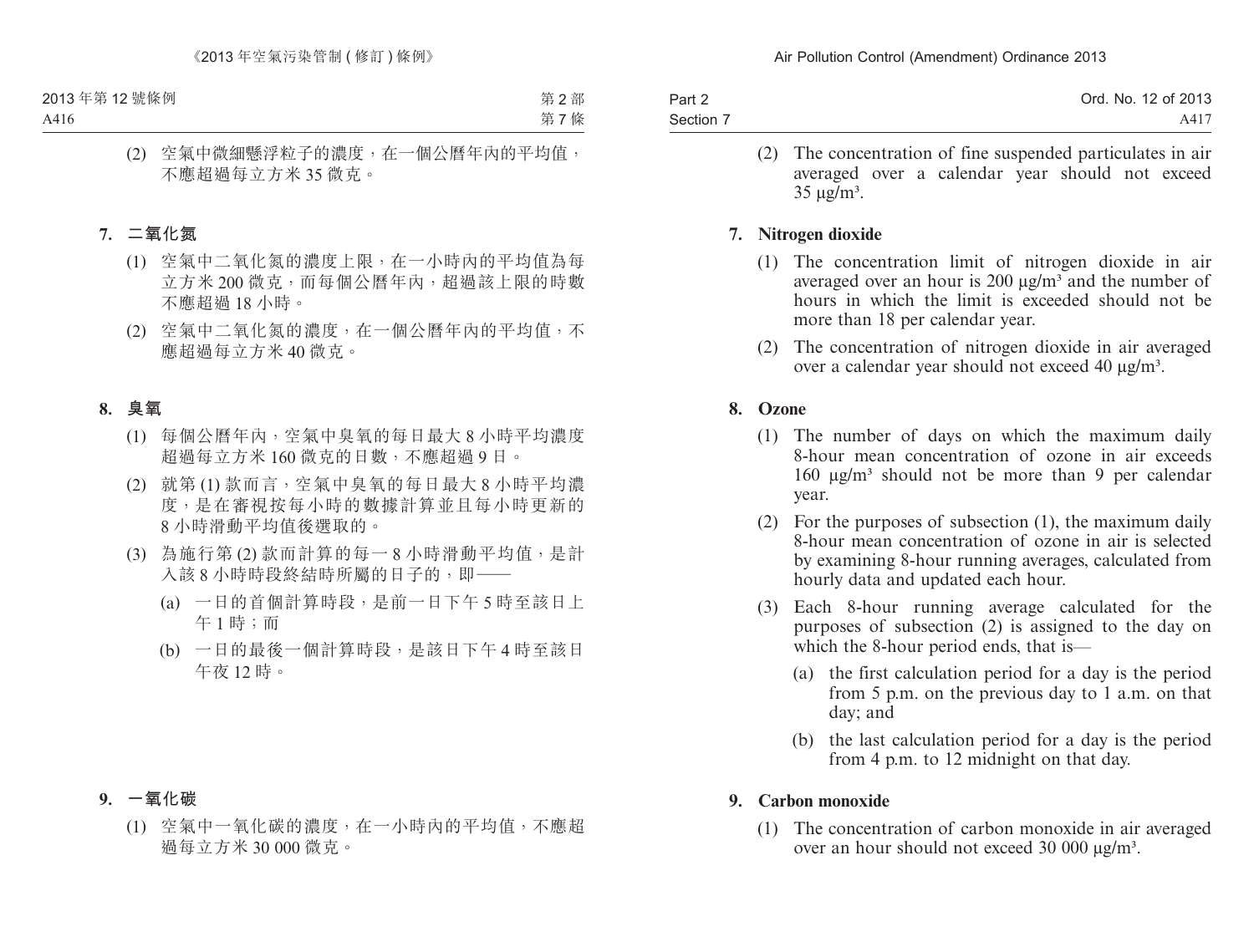(2) 空氣中微細懸浮粒子的濃度，在一個公曆年內的平均值，不應超過每立方米 35 微克。

### 7. 二氧化氮

(1) 空氣中二氧化氮的濃度上限，在一小時內的平均值為每立方米 200 微克，而每個公曆年內，超過該上限的時數不應超過 18 小時。

(2) 空氣中二氧化氮的濃度，在一個公曆年內的平均值，不應超過每立方米 40 微克。

### 8. 臭氧

(1) 每個公曆年內，空氣中臭氧的每日最大 8 小時平均濃度超過每立方米 160 微克的日數，不應超過 9 日。

(2) 就第 (1) 款而言，空氣中臭氧的每日最大 8 小時平均濃度，是在審視按每小時的數據計算並且每小時更新的 8 小時滑動平均值後選取的。

(3) 為施行第 (2) 款而計算的每一 8 小時滑動平均值，是計入該 8 小時時段終結時所屬的日子的，即——

(a) 一日的首個計算時段，是前一日下午 5 時至該日上午 1 時；而

(b) 一日的最後一個計算時段，是該日下午 4 時至該日午夜 12 時。

### 9. 一氧化碳

(1) 空氣中一氧化碳的濃度，在一小時內的平均值，不應超過每立方米 30 000 微克。

(2) The concentration of fine suspended particulates in air averaged over a calendar year should not exceed 35 μg/m³.

### 7. Nitrogen dioxide

(1) The concentration limit of nitrogen dioxide in air averaged over an hour is 200 μg/m³ and the number of hours in which the limit is exceeded should not be more than 18 per calendar year.

(2) The concentration of nitrogen dioxide in air averaged over a calendar year should not exceed 40 μg/m³.

### 8. Ozone

(1) The number of days on which the maximum daily 8-hour mean concentration of ozone in air exceeds 160 μg/m³ should not be more than 9 per calendar year.

(2) For the purposes of subsection (1), the maximum daily 8-hour mean concentration of ozone in air is selected by examining 8-hour running averages, calculated from hourly data and updated each hour.

(3) Each 8-hour running average calculated for the purposes of subsection (2) is assigned to the day on which the 8-hour period ends, that is—

(a) the first calculation period for a day is the period from 5 p.m. on the previous day to 1 a.m. on that day; and

(b) the last calculation period for a day is the period from 4 p.m. to 12 midnight on that day.

### 9. Carbon monoxide

(1) The concentration of carbon monoxide in air averaged over an hour should not exceed 30 000 μg/m³.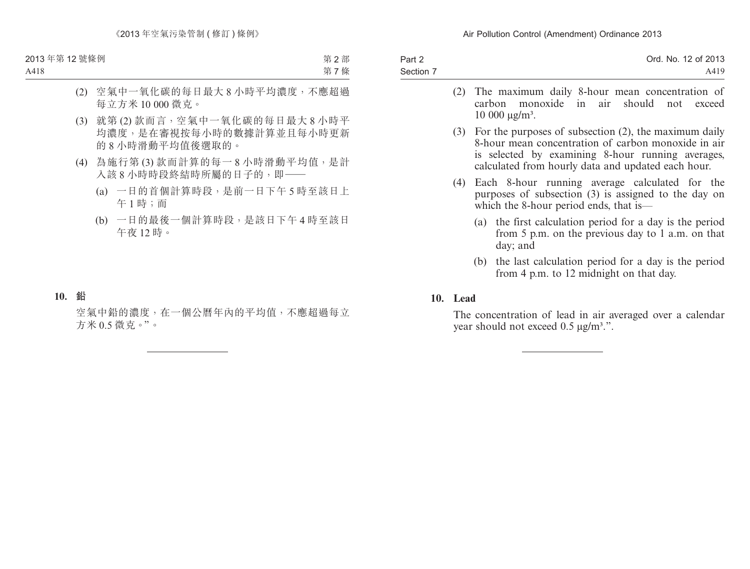(2) 空氣中一氧化碳的每日最大 8 小時平均濃度，不應超過每立方米 10 000 微克。

(3) 就第 (2) 款而言，空氣中一氧化碳的每日最大 8 小時平均濃度，是在審視按每小時的數據計算並且每小時更新的 8 小時滑動平均值後選取的。

(4) 為施行第 (3) 款而計算的每一 8 小時滑動平均值，是計入該 8 小時時段終結時所屬的日子的，即——

(a) 一日的首個計算時段，是前一日下午 5 時至該日上午 1 時；而

(b) 一日的最後一個計算時段，是該日下午 4 時至該日午夜 12 時。

**10. 鉛**

空氣中鉛的濃度，在一個公曆年內的平均值，不應超過每立方米 0.5 微克。”。

(2) The maximum daily 8-hour mean concentration of carbon monoxide in air should not exceed 10 000 μg/m³.

(3) For the purposes of subsection (2), the maximum daily 8-hour mean concentration of carbon monoxide in air is selected by examining 8-hour running averages, calculated from hourly data and updated each hour.

(4) Each 8-hour running average calculated for the purposes of subsection (3) is assigned to the day on which the 8-hour period ends, that is—

(a) the first calculation period for a day is the period from 5 p.m. on the previous day to 1 a.m. on that day; and

(b) the last calculation period for a day is the period from 4 p.m. to 12 midnight on that day.

**10. Lead**

The concentration of lead in air averaged over a calendar year should not exceed 0.5 μg/m³.”.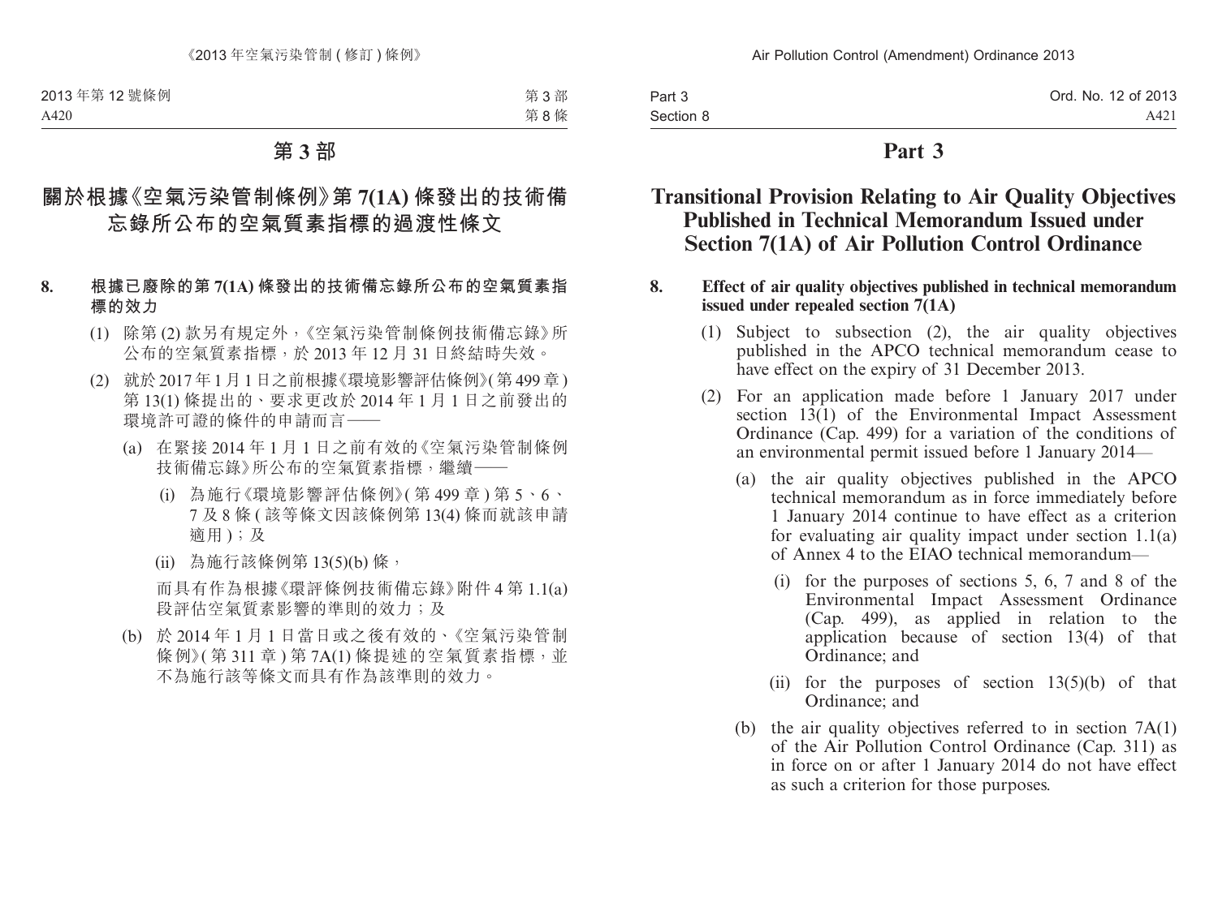# 第 3 部

## 關於根據《空氣污染管制條例》第 7(1A) 條發出的技術備忘錄所公布的空氣質素指標的過渡性條文

**8. 根據已廢除的第 7(1A) 條發出的技術備忘錄所公布的空氣質素指標的效力**

(1) 除第 (2) 款另有規定外，《空氣污染管制條例技術備忘錄》所公布的空氣質素指標，於 2013 年 12 月 31 日終結時失效。

(2) 就於 2017 年 1 月 1 日之前根據《環境影響評估條例》(第 499 章) 第 13(1) 條提出的、要求更改於 2014 年 1 月 1 日之前發出的環境許可證的條件的申請而言——

(a) 在緊接 2014 年 1 月 1 日之前有效的《空氣污染管制條例技術備忘錄》所公布的空氣質素指標，繼續——

(i) 為施行《環境影響評估條例》(第 499 章) 第 5、6、7 及 8 條 (該等條文因該條例第 13(4) 條而就該申請適用)；及

(ii) 為施行該條例第 13(5)(b) 條，

而具有作為根據《環評條例技術備忘錄》附件 4 第 1.1(a) 段評估空氣質素影響的準則的效力；及

(b) 於 2014 年 1 月 1 日當日或之後有效的、《空氣污染管制條例》(第 311 章) 第 7A(1) 條提述的空氣質素指標，並不為施行該等條文而具有作為該準則的效力。

# Part 3

## Transitional Provision Relating to Air Quality Objectives Published in Technical Memorandum Issued under Section 7(1A) of Air Pollution Control Ordinance

**8. Effect of air quality objectives published in technical memorandum issued under repealed section 7(1A)**

(1) Subject to subsection (2), the air quality objectives published in the APCO technical memorandum cease to have effect on the expiry of 31 December 2013.

(2) For an application made before 1 January 2017 under section 13(1) of the Environmental Impact Assessment Ordinance (Cap. 499) for a variation of the conditions of an environmental permit issued before 1 January 2014—

(a) the air quality objectives published in the APCO technical memorandum as in force immediately before 1 January 2014 continue to have effect as a criterion for evaluating air quality impact under section 1.1(a) of Annex 4 to the EIAO technical memorandum—

(i) for the purposes of sections 5, 6, 7 and 8 of the Environmental Impact Assessment Ordinance (Cap. 499), as applied in relation to the application because of section 13(4) of that Ordinance; and

(ii) for the purposes of section 13(5)(b) of that Ordinance; and

(b) the air quality objectives referred to in section 7A(1) of the Air Pollution Control Ordinance (Cap. 311) as in force on or after 1 January 2014 do not have effect as such a criterion for those purposes.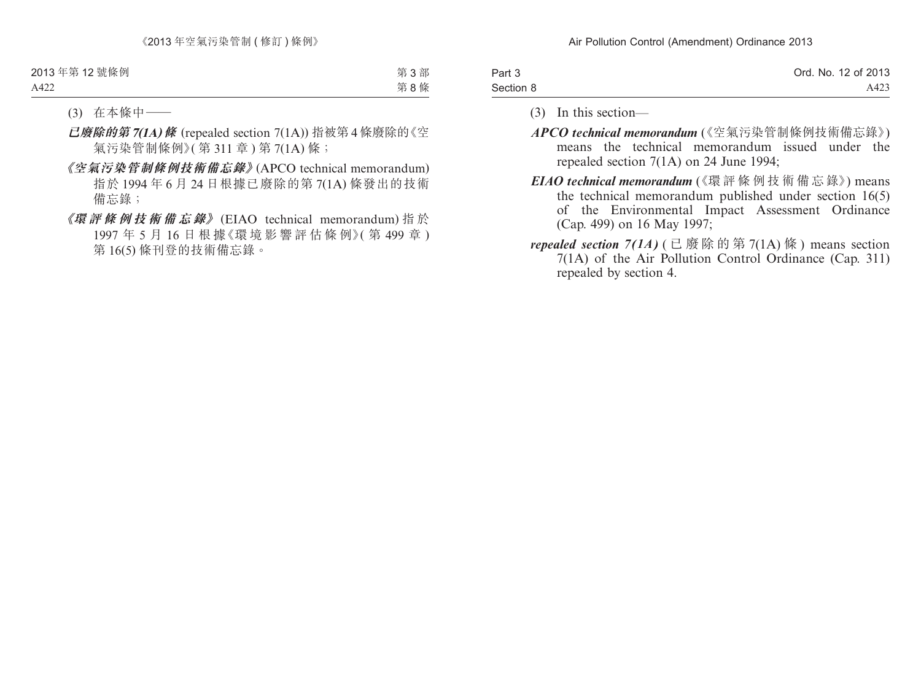(3) 在本條中——

***已廢除的第 7(1A) 條*** (repealed section 7(1A)) 指被第 4 條廢除的《空氣污染管制條例》(第 311 章) 第 7(1A) 條；

***《空氣污染管制條例技術備忘錄》*** (APCO technical memorandum) 指於 1994 年 6 月 24 日根據已廢除的第 7(1A) 條發出的技術備忘錄；

***《環評條例技術備忘錄》*** (EIAO technical memorandum) 指於 1997 年 5 月 16 日根據《環境影響評估條例》(第 499 章) 第 16(5) 條刊登的技術備忘錄。

(3) In this section—

***APCO technical memorandum*** (《空氣污染管制條例技術備忘錄》) means the technical memorandum issued under the repealed section 7(1A) on 24 June 1994;

***EIAO technical memorandum*** (《環評條例技術備忘錄》) means the technical memorandum published under section 16(5) of the Environmental Impact Assessment Ordinance (Cap. 499) on 16 May 1997;

***repealed section 7(1A)*** (已廢除的第 7(1A) 條) means section 7(1A) of the Air Pollution Control Ordinance (Cap. 311) repealed by section 4.